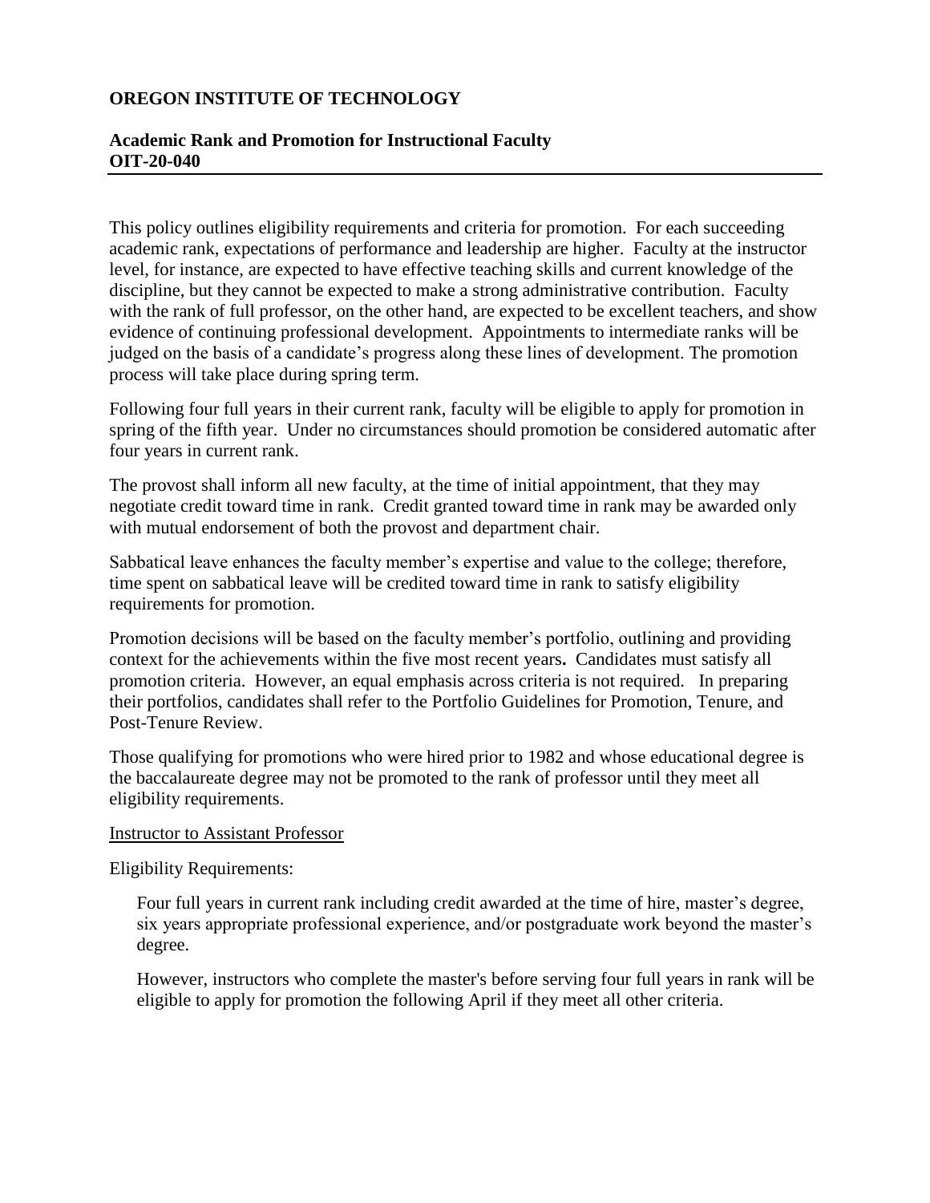**OREGON INSTITUTE OF TECHNOLOGY**

**Academic Rank and Promotion for Instructional Faculty**
**OIT-20-040**

---

This policy outlines eligibility requirements and criteria for promotion. For each succeeding academic rank, expectations of performance and leadership are higher. Faculty at the instructor level, for instance, are expected to have effective teaching skills and current knowledge of the discipline, but they cannot be expected to make a strong administrative contribution. Faculty with the rank of full professor, on the other hand, are expected to be excellent teachers, and show evidence of continuing professional development. Appointments to intermediate ranks will be judged on the basis of a candidate's progress along these lines of development. The promotion process will take place during spring term.

Following four full years in their current rank, faculty will be eligible to apply for promotion in spring of the fifth year. Under no circumstances should promotion be considered automatic after four years in current rank.

The provost shall inform all new faculty, at the time of initial appointment, that they may negotiate credit toward time in rank. Credit granted toward time in rank may be awarded only with mutual endorsement of both the provost and department chair.

Sabbatical leave enhances the faculty member's expertise and value to the college; therefore, time spent on sabbatical leave will be credited toward time in rank to satisfy eligibility requirements for promotion.

Promotion decisions will be based on the faculty member's portfolio, outlining and providing context for the achievements within the five most recent years**.** Candidates must satisfy all promotion criteria. However, an equal emphasis across criteria is not required. In preparing their portfolios, candidates shall refer to the Portfolio Guidelines for Promotion, Tenure, and Post-Tenure Review.

Those qualifying for promotions who were hired prior to 1982 and whose educational degree is the baccalaureate degree may not be promoted to the rank of professor until they meet all eligibility requirements.

<u>Instructor to Assistant Professor</u>

Eligibility Requirements:

> Four full years in current rank including credit awarded at the time of hire, master's degree, six years appropriate professional experience, and/or postgraduate work beyond the master's degree.
>
> However, instructors who complete the master's before serving four full years in rank will be eligible to apply for promotion the following April if they meet all other criteria.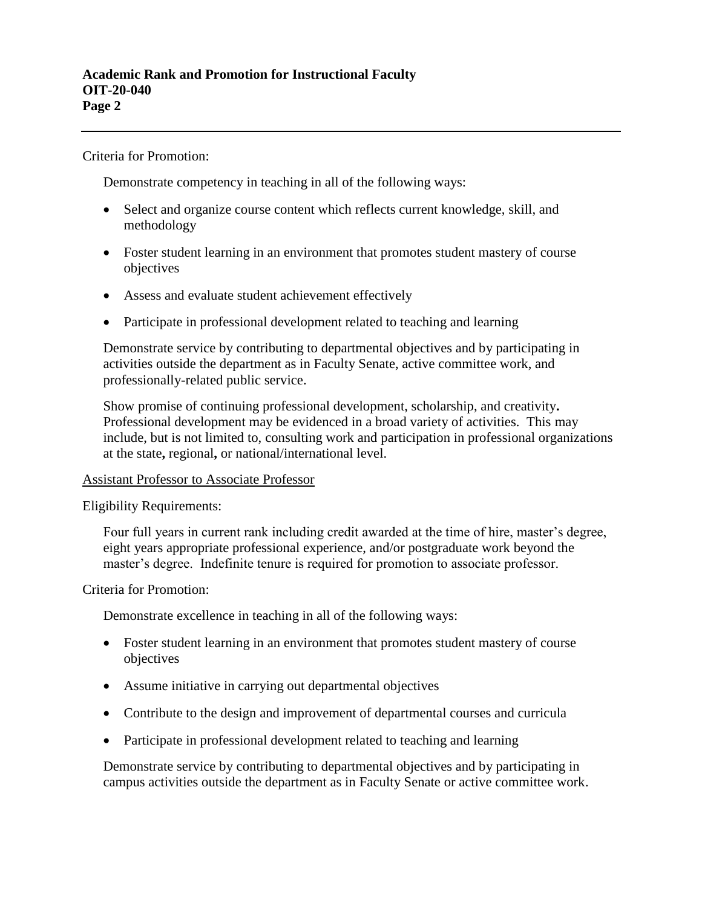Criteria for Promotion:

Demonstrate competency in teaching in all of the following ways:

- Select and organize course content which reflects current knowledge, skill, and methodology
- Foster student learning in an environment that promotes student mastery of course objectives
- Assess and evaluate student achievement effectively
- Participate in professional development related to teaching and learning

Demonstrate service by contributing to departmental objectives and by participating in activities outside the department as in Faculty Senate, active committee work, and professionally-related public service.

Show promise of continuing professional development, scholarship, and creativity**.** Professional development may be evidenced in a broad variety of activities. This may include, but is not limited to, consulting work and participation in professional organizations at the state**,** regional**,** or national/international level.

<u>Assistant Professor to Associate Professor</u>

Eligibility Requirements:

Four full years in current rank including credit awarded at the time of hire, master's degree, eight years appropriate professional experience, and/or postgraduate work beyond the master's degree. Indefinite tenure is required for promotion to associate professor.

Criteria for Promotion:

Demonstrate excellence in teaching in all of the following ways:

- Foster student learning in an environment that promotes student mastery of course objectives
- Assume initiative in carrying out departmental objectives
- Contribute to the design and improvement of departmental courses and curricula
- Participate in professional development related to teaching and learning

Demonstrate service by contributing to departmental objectives and by participating in campus activities outside the department as in Faculty Senate or active committee work.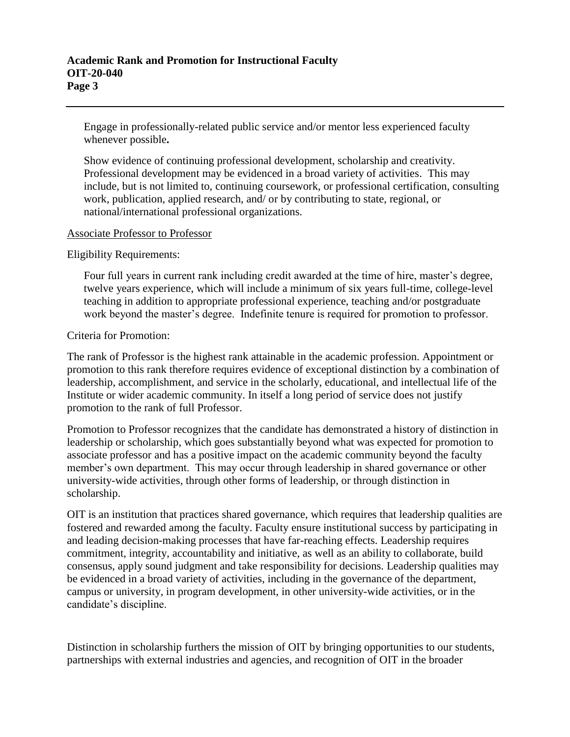Engage in professionally-related public service and/or mentor less experienced faculty whenever possible**.**

Show evidence of continuing professional development, scholarship and creativity. Professional development may be evidenced in a broad variety of activities. This may include, but is not limited to, continuing coursework, or professional certification, consulting work, publication, applied research, and/ or by contributing to state, regional, or national/international professional organizations.

<u>Associate Professor to Professor</u>

Eligibility Requirements:

Four full years in current rank including credit awarded at the time of hire, master's degree, twelve years experience, which will include a minimum of six years full-time, college-level teaching in addition to appropriate professional experience, teaching and/or postgraduate work beyond the master's degree. Indefinite tenure is required for promotion to professor.

Criteria for Promotion:

The rank of Professor is the highest rank attainable in the academic profession. Appointment or promotion to this rank therefore requires evidence of exceptional distinction by a combination of leadership, accomplishment, and service in the scholarly, educational, and intellectual life of the Institute or wider academic community. In itself a long period of service does not justify promotion to the rank of full Professor.

Promotion to Professor recognizes that the candidate has demonstrated a history of distinction in leadership or scholarship, which goes substantially beyond what was expected for promotion to associate professor and has a positive impact on the academic community beyond the faculty member's own department. This may occur through leadership in shared governance or other university-wide activities, through other forms of leadership, or through distinction in scholarship.

OIT is an institution that practices shared governance, which requires that leadership qualities are fostered and rewarded among the faculty. Faculty ensure institutional success by participating in and leading decision-making processes that have far-reaching effects. Leadership requires commitment, integrity, accountability and initiative, as well as an ability to collaborate, build consensus, apply sound judgment and take responsibility for decisions. Leadership qualities may be evidenced in a broad variety of activities, including in the governance of the department, campus or university, in program development, in other university-wide activities, or in the candidate's discipline.

Distinction in scholarship furthers the mission of OIT by bringing opportunities to our students, partnerships with external industries and agencies, and recognition of OIT in the broader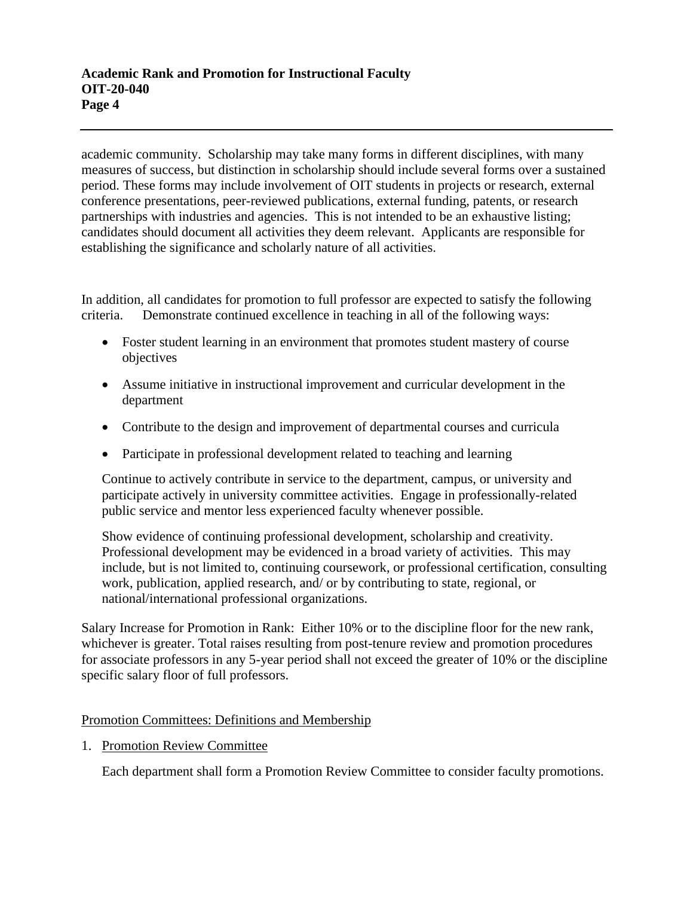academic community. Scholarship may take many forms in different disciplines, with many measures of success, but distinction in scholarship should include several forms over a sustained period. These forms may include involvement of OIT students in projects or research, external conference presentations, peer-reviewed publications, external funding, patents, or research partnerships with industries and agencies. This is not intended to be an exhaustive listing; candidates should document all activities they deem relevant. Applicants are responsible for establishing the significance and scholarly nature of all activities.

In addition, all candidates for promotion to full professor are expected to satisfy the following criteria. Demonstrate continued excellence in teaching in all of the following ways:

- Foster student learning in an environment that promotes student mastery of course objectives
- Assume initiative in instructional improvement and curricular development in the department
- Contribute to the design and improvement of departmental courses and curricula
- Participate in professional development related to teaching and learning

Continue to actively contribute in service to the department, campus, or university and participate actively in university committee activities. Engage in professionally-related public service and mentor less experienced faculty whenever possible.

Show evidence of continuing professional development, scholarship and creativity. Professional development may be evidenced in a broad variety of activities. This may include, but is not limited to, continuing coursework, or professional certification, consulting work, publication, applied research, and/ or by contributing to state, regional, or national/international professional organizations.

Salary Increase for Promotion in Rank: Either 10% or to the discipline floor for the new rank, whichever is greater. Total raises resulting from post-tenure review and promotion procedures for associate professors in any 5-year period shall not exceed the greater of 10% or the discipline specific salary floor of full professors.

## Promotion Committees: Definitions and Membership

1. Promotion Review Committee

   Each department shall form a Promotion Review Committee to consider faculty promotions.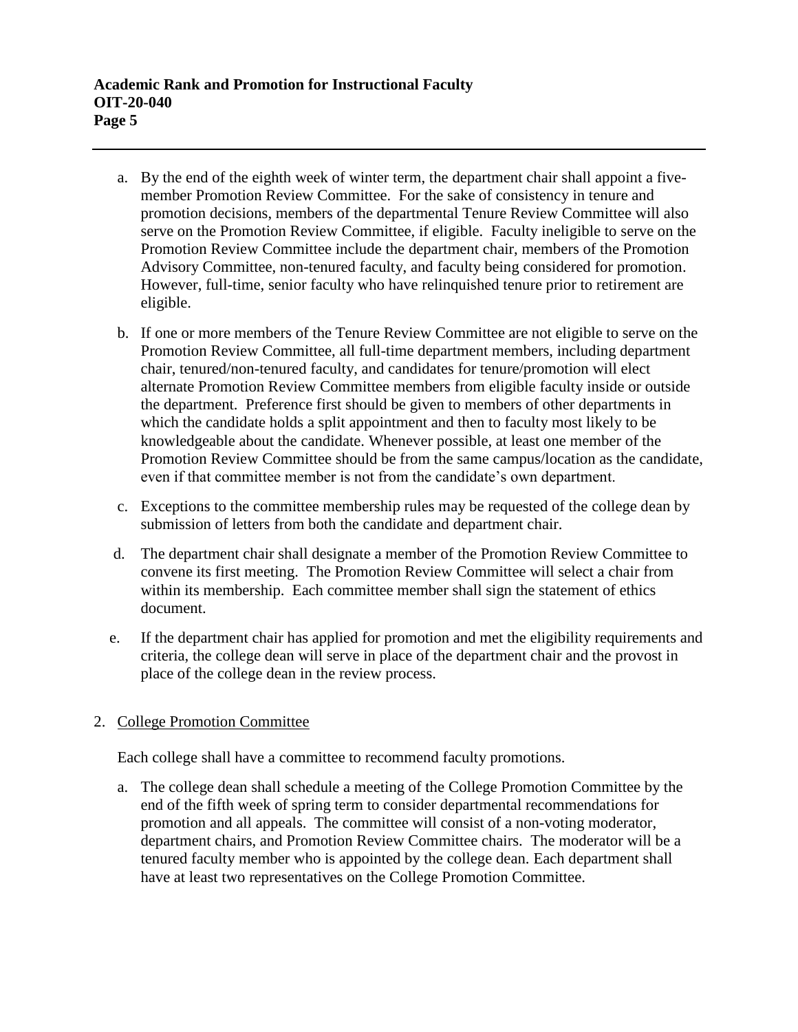a. By the end of the eighth week of winter term, the department chair shall appoint a five-member Promotion Review Committee. For the sake of consistency in tenure and promotion decisions, members of the departmental Tenure Review Committee will also serve on the Promotion Review Committee, if eligible. Faculty ineligible to serve on the Promotion Review Committee include the department chair, members of the Promotion Advisory Committee, non-tenured faculty, and faculty being considered for promotion. However, full-time, senior faculty who have relinquished tenure prior to retirement are eligible.

b. If one or more members of the Tenure Review Committee are not eligible to serve on the Promotion Review Committee, all full-time department members, including department chair, tenured/non-tenured faculty, and candidates for tenure/promotion will elect alternate Promotion Review Committee members from eligible faculty inside or outside the department. Preference first should be given to members of other departments in which the candidate holds a split appointment and then to faculty most likely to be knowledgeable about the candidate. Whenever possible, at least one member of the Promotion Review Committee should be from the same campus/location as the candidate, even if that committee member is not from the candidate's own department.

c. Exceptions to the committee membership rules may be requested of the college dean by submission of letters from both the candidate and department chair.

d. The department chair shall designate a member of the Promotion Review Committee to convene its first meeting. The Promotion Review Committee will select a chair from within its membership. Each committee member shall sign the statement of ethics document.

e. If the department chair has applied for promotion and met the eligibility requirements and criteria, the college dean will serve in place of the department chair and the provost in place of the college dean in the review process.

2. <u>College Promotion Committee</u>

   Each college shall have a committee to recommend faculty promotions.

   a. The college dean shall schedule a meeting of the College Promotion Committee by the end of the fifth week of spring term to consider departmental recommendations for promotion and all appeals. The committee will consist of a non-voting moderator, department chairs, and Promotion Review Committee chairs. The moderator will be a tenured faculty member who is appointed by the college dean. Each department shall have at least two representatives on the College Promotion Committee.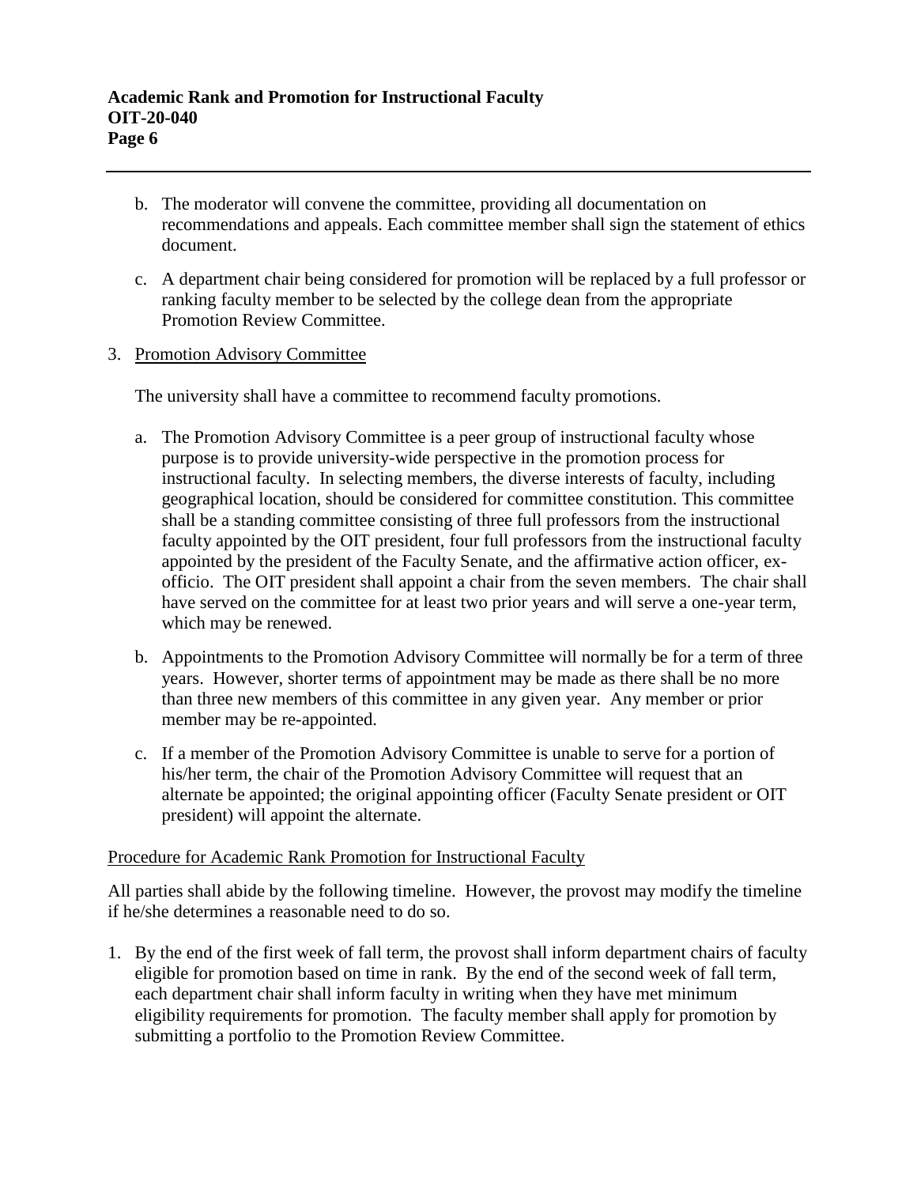b. The moderator will convene the committee, providing all documentation on recommendations and appeals. Each committee member shall sign the statement of ethics document.

c. A department chair being considered for promotion will be replaced by a full professor or ranking faculty member to be selected by the college dean from the appropriate Promotion Review Committee.

3. Promotion Advisory Committee

   The university shall have a committee to recommend faculty promotions.

   a. The Promotion Advisory Committee is a peer group of instructional faculty whose purpose is to provide university-wide perspective in the promotion process for instructional faculty. In selecting members, the diverse interests of faculty, including geographical location, should be considered for committee constitution. This committee shall be a standing committee consisting of three full professors from the instructional faculty appointed by the OIT president, four full professors from the instructional faculty appointed by the president of the Faculty Senate, and the affirmative action officer, ex-officio. The OIT president shall appoint a chair from the seven members. The chair shall have served on the committee for at least two prior years and will serve a one-year term, which may be renewed.

   b. Appointments to the Promotion Advisory Committee will normally be for a term of three years. However, shorter terms of appointment may be made as there shall be no more than three new members of this committee in any given year. Any member or prior member may be re-appointed.

   c. If a member of the Promotion Advisory Committee is unable to serve for a portion of his/her term, the chair of the Promotion Advisory Committee will request that an alternate be appointed; the original appointing officer (Faculty Senate president or OIT president) will appoint the alternate.

Procedure for Academic Rank Promotion for Instructional Faculty

All parties shall abide by the following timeline. However, the provost may modify the timeline if he/she determines a reasonable need to do so.

1. By the end of the first week of fall term, the provost shall inform department chairs of faculty eligible for promotion based on time in rank. By the end of the second week of fall term, each department chair shall inform faculty in writing when they have met minimum eligibility requirements for promotion. The faculty member shall apply for promotion by submitting a portfolio to the Promotion Review Committee.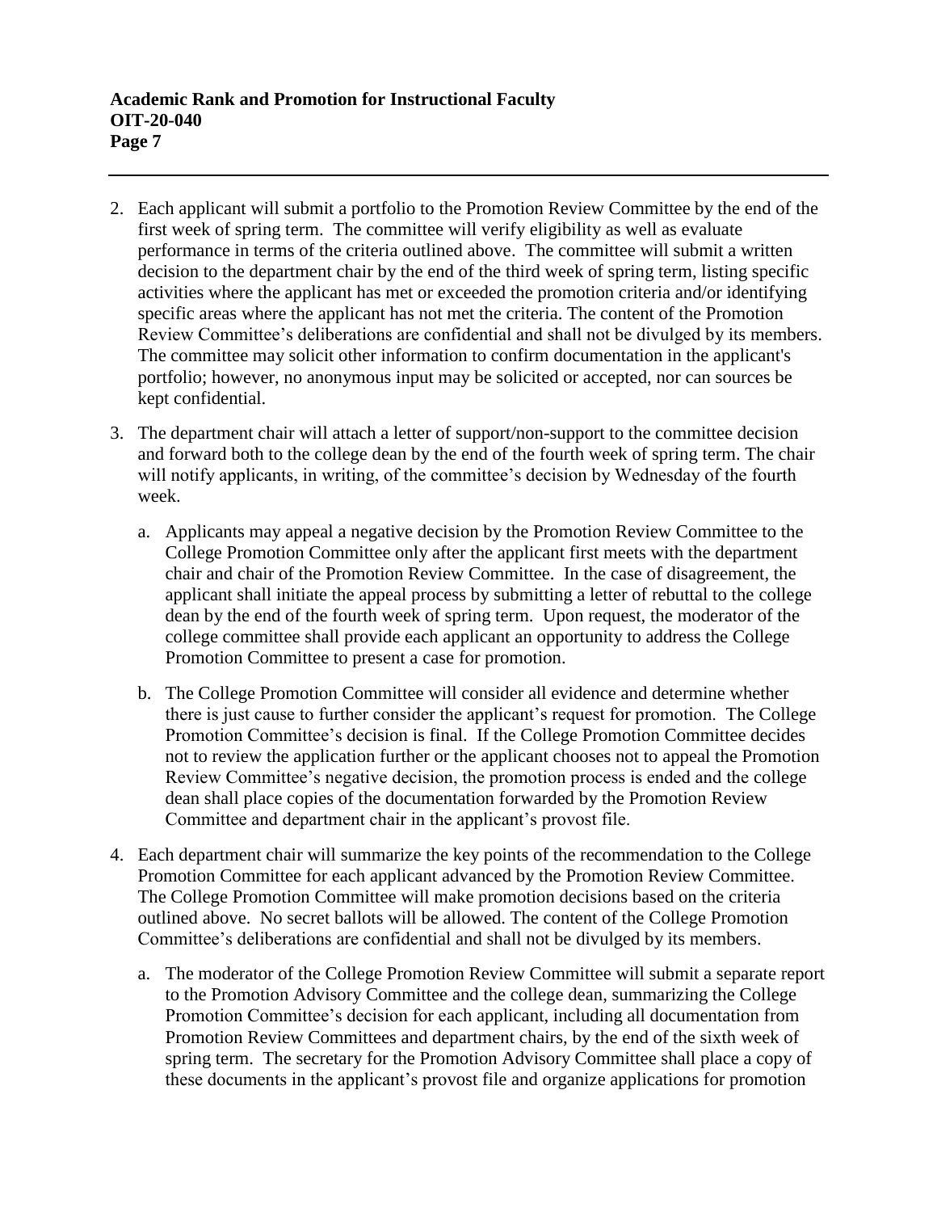2. Each applicant will submit a portfolio to the Promotion Review Committee by the end of the first week of spring term. The committee will verify eligibility as well as evaluate performance in terms of the criteria outlined above. The committee will submit a written decision to the department chair by the end of the third week of spring term, listing specific activities where the applicant has met or exceeded the promotion criteria and/or identifying specific areas where the applicant has not met the criteria. The content of the Promotion Review Committee's deliberations are confidential and shall not be divulged by its members. The committee may solicit other information to confirm documentation in the applicant's portfolio; however, no anonymous input may be solicited or accepted, nor can sources be kept confidential.

3. The department chair will attach a letter of support/non-support to the committee decision and forward both to the college dean by the end of the fourth week of spring term. The chair will notify applicants, in writing, of the committee's decision by Wednesday of the fourth week.

   a. Applicants may appeal a negative decision by the Promotion Review Committee to the College Promotion Committee only after the applicant first meets with the department chair and chair of the Promotion Review Committee. In the case of disagreement, the applicant shall initiate the appeal process by submitting a letter of rebuttal to the college dean by the end of the fourth week of spring term. Upon request, the moderator of the college committee shall provide each applicant an opportunity to address the College Promotion Committee to present a case for promotion.

   b. The College Promotion Committee will consider all evidence and determine whether there is just cause to further consider the applicant's request for promotion. The College Promotion Committee's decision is final. If the College Promotion Committee decides not to review the application further or the applicant chooses not to appeal the Promotion Review Committee's negative decision, the promotion process is ended and the college dean shall place copies of the documentation forwarded by the Promotion Review Committee and department chair in the applicant's provost file.

4. Each department chair will summarize the key points of the recommendation to the College Promotion Committee for each applicant advanced by the Promotion Review Committee. The College Promotion Committee will make promotion decisions based on the criteria outlined above. No secret ballots will be allowed. The content of the College Promotion Committee's deliberations are confidential and shall not be divulged by its members.

   a. The moderator of the College Promotion Review Committee will submit a separate report to the Promotion Advisory Committee and the college dean, summarizing the College Promotion Committee's decision for each applicant, including all documentation from Promotion Review Committees and department chairs, by the end of the sixth week of spring term. The secretary for the Promotion Advisory Committee shall place a copy of these documents in the applicant's provost file and organize applications for promotion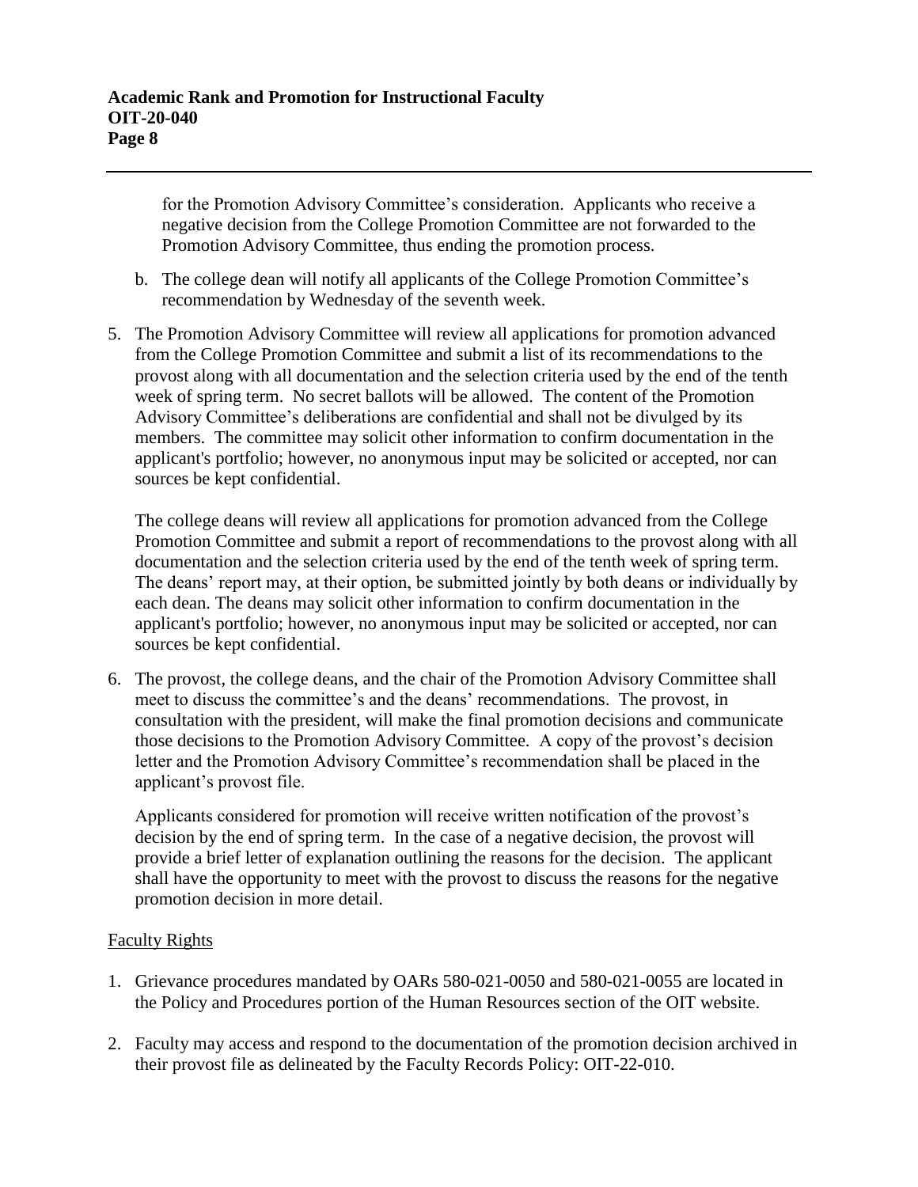for the Promotion Advisory Committee's consideration. Applicants who receive a negative decision from the College Promotion Committee are not forwarded to the Promotion Advisory Committee, thus ending the promotion process.

   b. The college dean will notify all applicants of the College Promotion Committee's recommendation by Wednesday of the seventh week.

5. The Promotion Advisory Committee will review all applications for promotion advanced from the College Promotion Committee and submit a list of its recommendations to the provost along with all documentation and the selection criteria used by the end of the tenth week of spring term. No secret ballots will be allowed. The content of the Promotion Advisory Committee's deliberations are confidential and shall not be divulged by its members. The committee may solicit other information to confirm documentation in the applicant's portfolio; however, no anonymous input may be solicited or accepted, nor can sources be kept confidential.

   The college deans will review all applications for promotion advanced from the College Promotion Committee and submit a report of recommendations to the provost along with all documentation and the selection criteria used by the end of the tenth week of spring term. The deans' report may, at their option, be submitted jointly by both deans or individually by each dean. The deans may solicit other information to confirm documentation in the applicant's portfolio; however, no anonymous input may be solicited or accepted, nor can sources be kept confidential.

6. The provost, the college deans, and the chair of the Promotion Advisory Committee shall meet to discuss the committee's and the deans' recommendations. The provost, in consultation with the president, will make the final promotion decisions and communicate those decisions to the Promotion Advisory Committee. A copy of the provost's decision letter and the Promotion Advisory Committee's recommendation shall be placed in the applicant's provost file.

   Applicants considered for promotion will receive written notification of the provost's decision by the end of spring term. In the case of a negative decision, the provost will provide a brief letter of explanation outlining the reasons for the decision. The applicant shall have the opportunity to meet with the provost to discuss the reasons for the negative promotion decision in more detail.

## Faculty Rights

1. Grievance procedures mandated by OARs 580-021-0050 and 580-021-0055 are located in the Policy and Procedures portion of the Human Resources section of the OIT website.

2. Faculty may access and respond to the documentation of the promotion decision archived in their provost file as delineated by the Faculty Records Policy: OIT-22-010.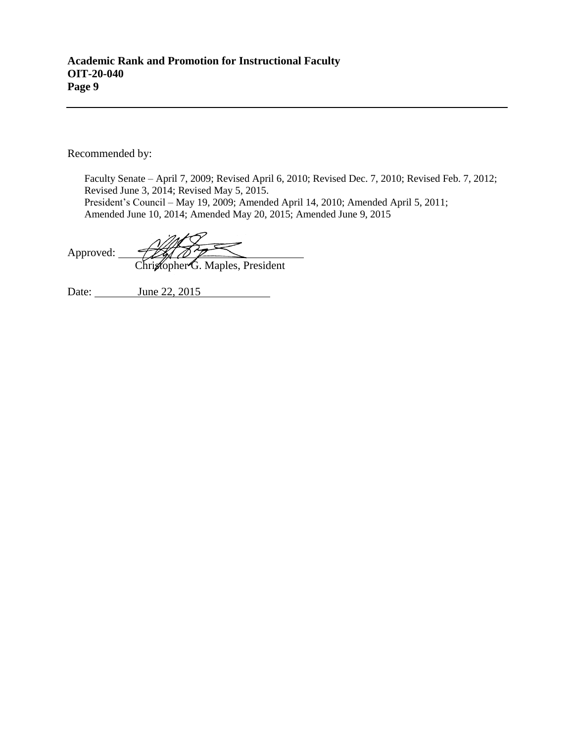Recommended by:

Faculty Senate – April 7, 2009; Revised April 6, 2010; Revised Dec. 7, 2010; Revised Feb. 7, 2012; Revised June 3, 2014; Revised May 5, 2015.
President's Council – May 19, 2009; Amended April 14, 2010; Amended April 5, 2011; Amended June 10, 2014; Amended May 20, 2015; Amended June 9, 2015

Approved: ______________________________
Christopher G. Maples, President

Date: June 22, 2015